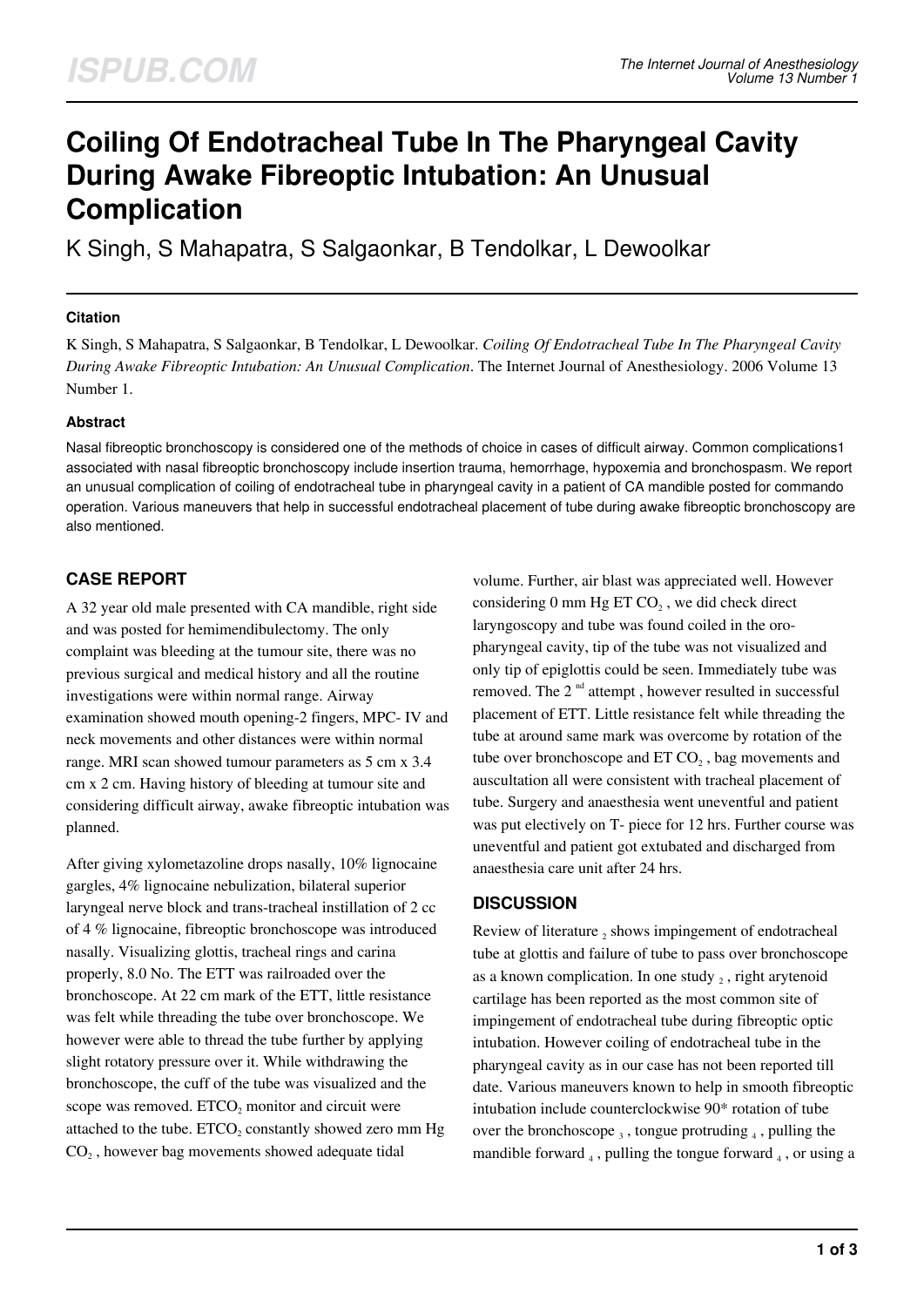# Coiling Of Endotracheal Tube In The Pharyngeal Cavity During Awake Fibreoptic Intubation: An Unusual Complication

K Singh, S Mahapatra, S Salgaonkar, B Tendolkar, L Dewoolkar

### Citation

K Singh, S Mahapatra, S Salgaonkar, B Tendolkar, L Dewoolkar. *Coiling Of Endotracheal Tube In The Pharyngeal Cavity During Awake Fibreoptic Intubation: An Unusual Complication*. The Internet Journal of Anesthesiology. 2006 Volume 13 Number 1.

### Abstract

Nasal fibreoptic bronchoscopy is considered one of the methods of choice in cases of difficult airway. Common complications1 associated with nasal fibreoptic bronchoscopy include insertion trauma, hemorrhage, hypoxemia and bronchospasm. We report an unusual complication of coiling of endotracheal tube in pharyngeal cavity in a patient of CA mandible posted for commando operation. Various maneuvers that help in successful endotracheal placement of tube during awake fibreoptic bronchoscopy are also mentioned.

## CASE REPORT

A 32 year old male presented with CA mandible, right side and was posted for hemimendibulectomy. The only complaint was bleeding at the tumour site, there was no previous surgical and medical history and all the routine investigations were within normal range. Airway examination showed mouth opening-2 fingers, MPC- IV and neck movements and other distances were within normal range. MRI scan showed tumour parameters as 5 cm x 3.4 cm x 2 cm. Having history of bleeding at tumour site and considering difficult airway, awake fibreoptic intubation was planned.

After giving xylometazoline drops nasally, 10% lignocaine gargles, 4% lignocaine nebulization, bilateral superior laryngeal nerve block and trans-tracheal instillation of 2 cc of 4 % lignocaine, fibreoptic bronchoscope was introduced nasally. Visualizing glottis, tracheal rings and carina properly, 8.0 No. The ETT was railroaded over the bronchoscope. At 22 cm mark of the ETT, little resistance was felt while threading the tube over bronchoscope. We however were able to thread the tube further by applying slight rotatory pressure over it. While withdrawing the bronchoscope, the cuff of the tube was visualized and the scope was removed. $ETCO_2$ monitor and circuit were attached to the tube. $ETCO_2$ constantly showed zero mm Hg $CO_2$, however bag movements showed adequate tidal volume. Further, air blast was appreciated well. However considering 0 mm Hg ET $CO_2$, we did check direct laryngoscopy and tube was found coiled in the oro-pharyngeal cavity, tip of the tube was not visualized and only tip of epiglottis could be seen. Immediately tube was removed. The 2[nd] attempt , however resulted in successful placement of ETT. Little resistance felt while threading the tube at around same mark was overcome by rotation of the tube over bronchoscope and ET $CO_2$, bag movements and auscultation all were consistent with tracheal placement of tube. Surgery and anaesthesia went uneventful and patient was put electively on T- piece for 12 hrs. Further course was uneventful and patient got extubated and discharged from anaesthesia care unit after 24 hrs.

## DISCUSSION

Review of literature [2] shows impingement of endotracheal tube at glottis and failure of tube to pass over bronchoscope as a known complication. In one study [2], right arytenoid cartilage has been reported as the most common site of impingement of endotracheal tube during fibreoptic optic intubation. However coiling of endotracheal tube in the pharyngeal cavity as in our case has not been reported till date. Various maneuvers known to help in smooth fibreoptic intubation include counterclockwise 90* rotation of tube over the bronchoscope [3], tongue protruding [4], pulling the mandible forward [4], pulling the tongue forward [4], or using a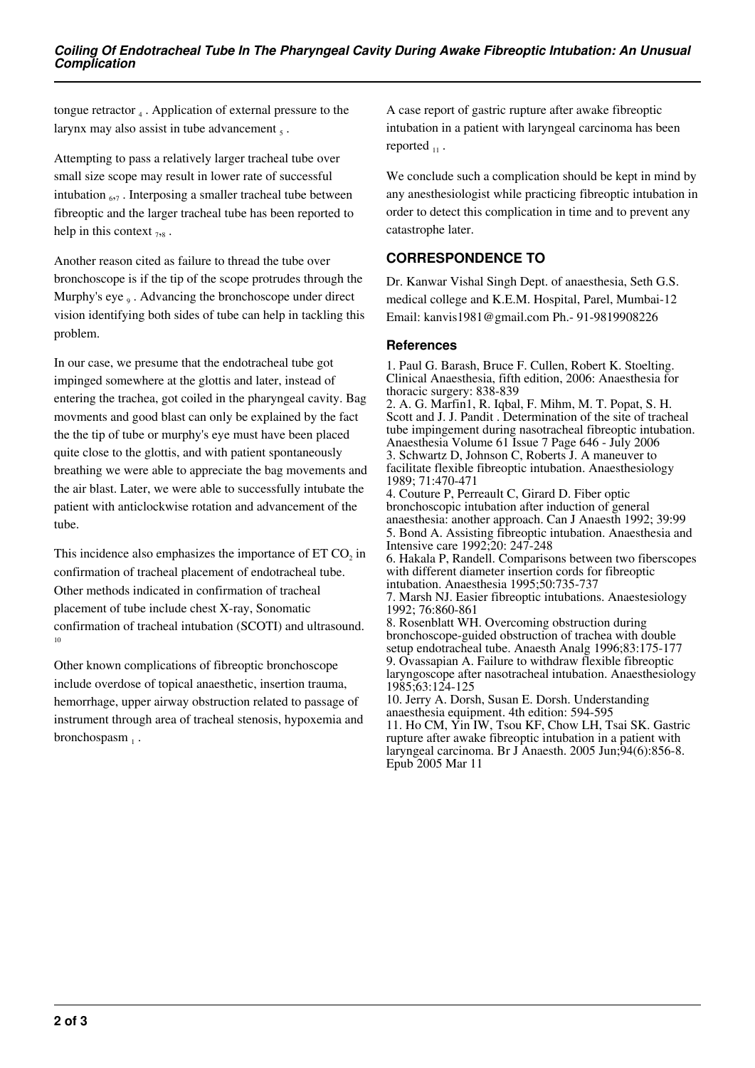tongue retractor [4]. Application of external pressure to the larynx may also assist in tube advancement [5].

Attempting to pass a relatively larger tracheal tube over small size scope may result in lower rate of successful intubation [6,7]. Interposing a smaller tracheal tube between fibreoptic and the larger tracheal tube has been reported to help in this context [7,8].

Another reason cited as failure to thread the tube over bronchoscope is if the tip of the scope protrudes through the Murphy's eye [9]. Advancing the bronchoscope under direct vision identifying both sides of tube can help in tackling this problem.

In our case, we presume that the endotracheal tube got impinged somewhere at the glottis and later, instead of entering the trachea, got coiled in the pharyngeal cavity. Bag movments and good blast can only be explained by the fact the the tip of tube or murphy's eye must have been placed quite close to the glottis, and with patient spontaneously breathing we were able to appreciate the bag movements and the air blast. Later, we were able to successfully intubate the patient with anticlockwise rotation and advancement of the tube.

This incidence also emphasizes the importance of ET $CO_2$ in confirmation of tracheal placement of endotracheal tube. Other methods indicated in confirmation of tracheal placement of tube include chest X-ray, Sonomatic confirmation of tracheal intubation (SCOTI) and ultrasound. [10]

Other known complications of fibreoptic bronchoscope include overdose of topical anaesthetic, insertion trauma, hemorrhage, upper airway obstruction related to passage of instrument through area of tracheal stenosis, hypoxemia and bronchospasm [1].

A case report of gastric rupture after awake fibreoptic intubation in a patient with laryngeal carcinoma has been reported [11].

We conclude such a complication should be kept in mind by any anesthesiologist while practicing fibreoptic intubation in order to detect this complication in time and to prevent any catastrophe later.

## CORRESPONDENCE TO

Dr. Kanwar Vishal Singh Dept. of anaesthesia, Seth G.S. medical college and K.E.M. Hospital, Parel, Mumbai-12 Email: kanvis1981@gmail.com Ph.- 91-9819908226

### References

1. Paul G. Barash, Bruce F. Cullen, Robert K. Stoelting. Clinical Anaesthesia, fifth edition, 2006: Anaesthesia for thoracic surgery: 838-839
2. A. G. Marfin1, R. Iqbal, F. Mihm, M. T. Popat, S. H. Scott and J. J. Pandit . Determination of the site of tracheal tube impingement during nasotracheal fibreoptic intubation. Anaesthesia Volume 61 Issue 7 Page 646 - July 2006
3. Schwartz D, Johnson C, Roberts J. A maneuver to facilitate flexible fibreoptic intubation. Anaesthesiology 1989; 71:470-471
4. Couture P, Perreault C, Girard D. Fiber optic bronchoscopic intubation after induction of general anaesthesia: another approach. Can J Anaesth 1992; 39:99
5. Bond A. Assisting fibreoptic intubation. Anaesthesia and Intensive care 1992;20: 247-248
6. Hakala P, Randell. Comparisons between two fiberscopes with different diameter insertion cords for fibreoptic intubation. Anaesthesia 1995;50:735-737
7. Marsh NJ. Easier fibreoptic intubations. Anaestesiology 1992; 76:860-861
8. Rosenblatt WH. Overcoming obstruction during bronchoscope-guided obstruction of trachea with double setup endotracheal tube. Anaesth Analg 1996;83:175-177
9. Ovassapian A. Failure to withdraw flexible fibreoptic laryngoscope after nasotracheal intubation. Anaesthesiology 1985;63:124-125
10. Jerry A. Dorsh, Susan E. Dorsh. Understanding anaesthesia equipment. 4th edition: 594-595
11. Ho CM, Yin IW, Tsou KF, Chow LH, Tsai SK. Gastric rupture after awake fibreoptic intubation in a patient with laryngeal carcinoma. Br J Anaesth. 2005 Jun;94(6):856-8. Epub 2005 Mar 11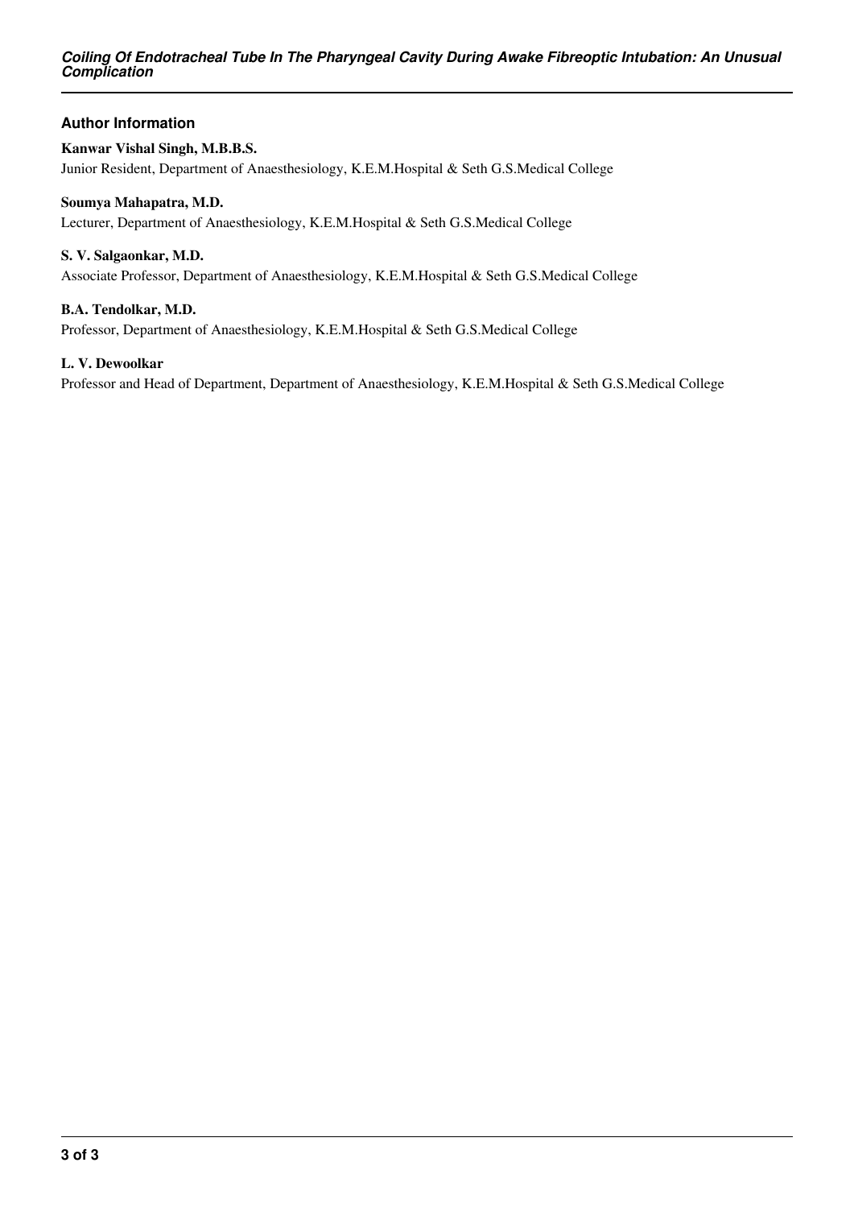## Author Information

**Kanwar Vishal Singh, M.B.B.S.**
Junior Resident, Department of Anaesthesiology, K.E.M.Hospital & Seth G.S.Medical College

**Soumya Mahapatra, M.D.**
Lecturer, Department of Anaesthesiology, K.E.M.Hospital & Seth G.S.Medical College

**S. V. Salgaonkar, M.D.**
Associate Professor, Department of Anaesthesiology, K.E.M.Hospital & Seth G.S.Medical College

**B.A. Tendolkar, M.D.**
Professor, Department of Anaesthesiology, K.E.M.Hospital & Seth G.S.Medical College

**L. V. Dewoolkar**
Professor and Head of Department, Department of Anaesthesiology, K.E.M.Hospital & Seth G.S.Medical College